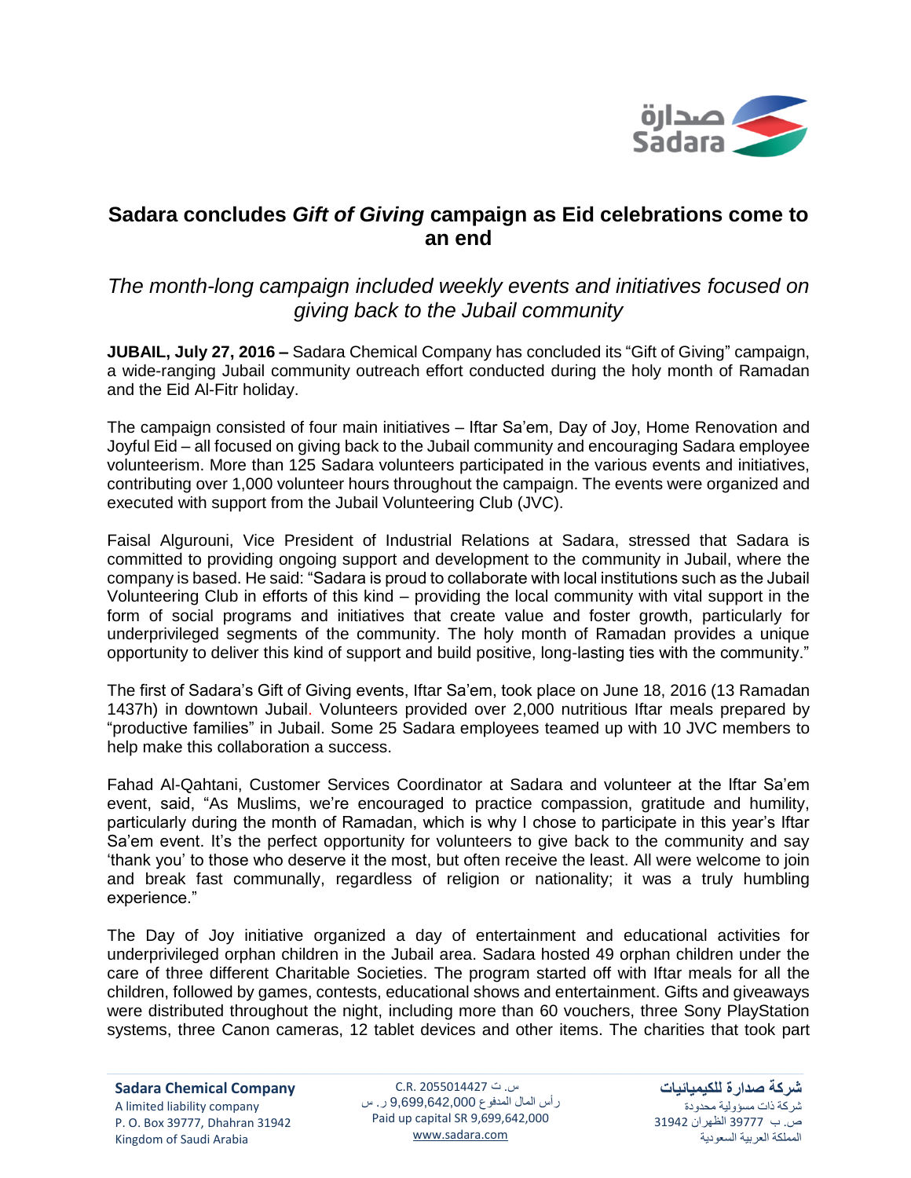# Sadara concludes *Gift of Giving* campaign as Eid celebrations come to an end

*The month-long campaign included weekly events and initiatives focused on giving back to the Jubail community*

**JUBAIL, July 27, 2016 –** Sadara Chemical Company has concluded its "Gift of Giving" campaign, a wide-ranging Jubail community outreach effort conducted during the holy month of Ramadan and the Eid Al-Fitr holiday.

The campaign consisted of four main initiatives – Iftar Sa'em, Day of Joy, Home Renovation and Joyful Eid – all focused on giving back to the Jubail community and encouraging Sadara employee volunteerism. More than 125 Sadara volunteers participated in the various events and initiatives, contributing over 1,000 volunteer hours throughout the campaign. The events were organized and executed with support from the Jubail Volunteering Club (JVC).

Faisal Algurouni, Vice President of Industrial Relations at Sadara, stressed that Sadara is committed to providing ongoing support and development to the community in Jubail, where the company is based. He said: "Sadara is proud to collaborate with local institutions such as the Jubail Volunteering Club in efforts of this kind – providing the local community with vital support in the form of social programs and initiatives that create value and foster growth, particularly for underprivileged segments of the community. The holy month of Ramadan provides a unique opportunity to deliver this kind of support and build positive, long-lasting ties with the community."

The first of Sadara's Gift of Giving events, Iftar Sa'em, took place on June 18, 2016 (13 Ramadan 1437h) in downtown Jubail. Volunteers provided over 2,000 nutritious Iftar meals prepared by "productive families" in Jubail. Some 25 Sadara employees teamed up with 10 JVC members to help make this collaboration a success.

Fahad Al-Qahtani, Customer Services Coordinator at Sadara and volunteer at the Iftar Sa'em event, said, "As Muslims, we're encouraged to practice compassion, gratitude and humility, particularly during the month of Ramadan, which is why I chose to participate in this year's Iftar Sa'em event. It's the perfect opportunity for volunteers to give back to the community and say 'thank you' to those who deserve it the most, but often receive the least. All were welcome to join and break fast communally, regardless of religion or nationality; it was a truly humbling experience."

The Day of Joy initiative organized a day of entertainment and educational activities for underprivileged orphan children in the Jubail area. Sadara hosted 49 orphan children under the care of three different Charitable Societies. The program started off with Iftar meals for all the children, followed by games, contests, educational shows and entertainment. Gifts and giveaways were distributed throughout the night, including more than 60 vouchers, three Sony PlayStation systems, three Canon cameras, 12 tablet devices and other items. The charities that took part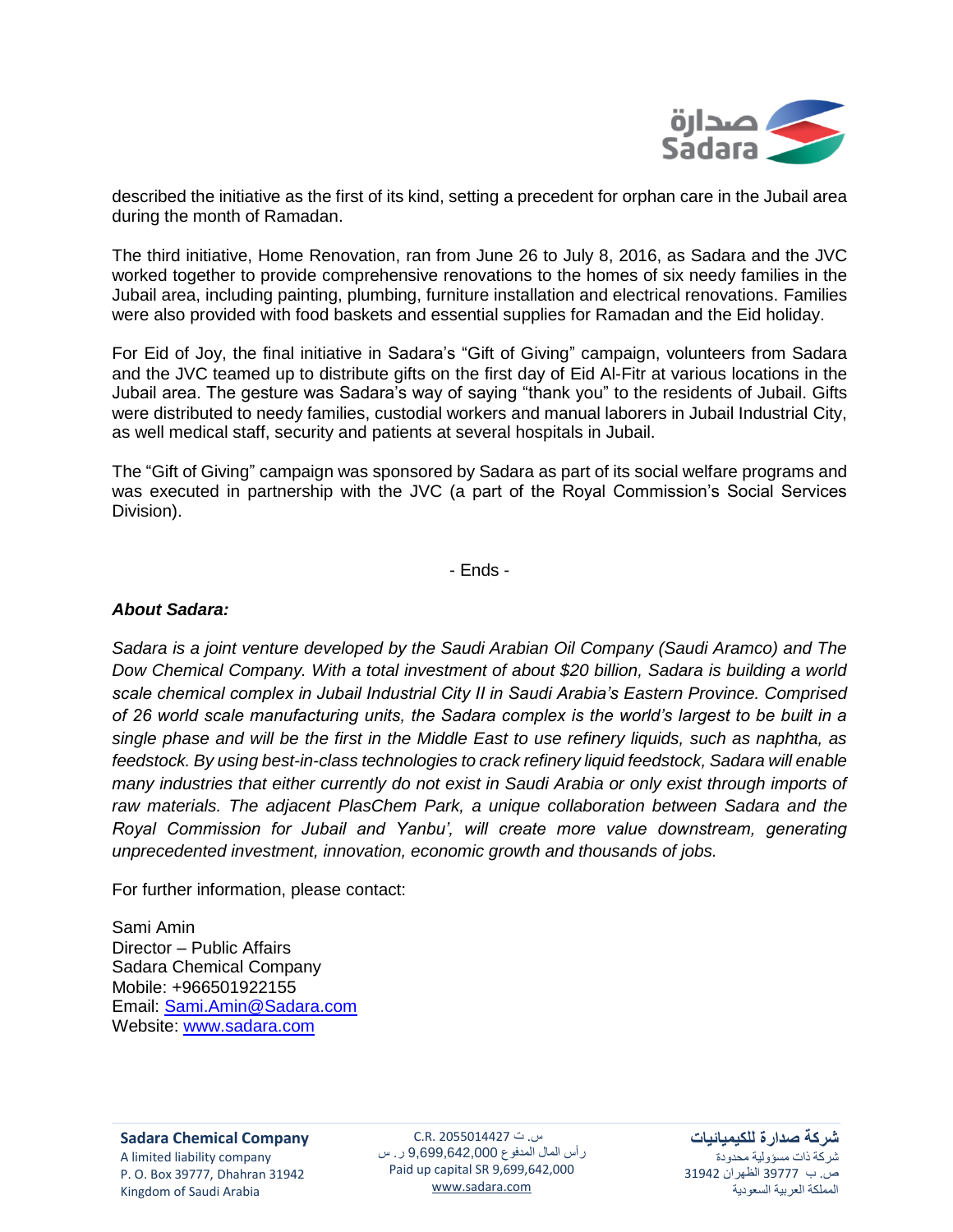described the initiative as the first of its kind, setting a precedent for orphan care in the Jubail area during the month of Ramadan.

The third initiative, Home Renovation, ran from June 26 to July 8, 2016, as Sadara and the JVC worked together to provide comprehensive renovations to the homes of six needy families in the Jubail area, including painting, plumbing, furniture installation and electrical renovations. Families were also provided with food baskets and essential supplies for Ramadan and the Eid holiday.

For Eid of Joy, the final initiative in Sadara's "Gift of Giving" campaign, volunteers from Sadara and the JVC teamed up to distribute gifts on the first day of Eid Al-Fitr at various locations in the Jubail area. The gesture was Sadara's way of saying "thank you" to the residents of Jubail. Gifts were distributed to needy families, custodial workers and manual laborers in Jubail Industrial City, as well medical staff, security and patients at several hospitals in Jubail.

The "Gift of Giving" campaign was sponsored by Sadara as part of its social welfare programs and was executed in partnership with the JVC (a part of the Royal Commission's Social Services Division).

- Ends -

***About Sadara:***

*Sadara is a joint venture developed by the Saudi Arabian Oil Company (Saudi Aramco) and The Dow Chemical Company. With a total investment of about $20 billion, Sadara is building a world scale chemical complex in Jubail Industrial City II in Saudi Arabia's Eastern Province. Comprised of 26 world scale manufacturing units, the Sadara complex is the world's largest to be built in a single phase and will be the first in the Middle East to use refinery liquids, such as naphtha, as feedstock. By using best-in-class technologies to crack refinery liquid feedstock, Sadara will enable many industries that either currently do not exist in Saudi Arabia or only exist through imports of raw materials. The adjacent PlasChem Park, a unique collaboration between Sadara and the Royal Commission for Jubail and Yanbu', will create more value downstream, generating unprecedented investment, innovation, economic growth and thousands of jobs.*

For further information, please contact:

Sami Amin
Director – Public Affairs
Sadara Chemical Company
Mobile: +966501922155
Email: Sami.Amin@Sadara.com
Website: www.sadara.com